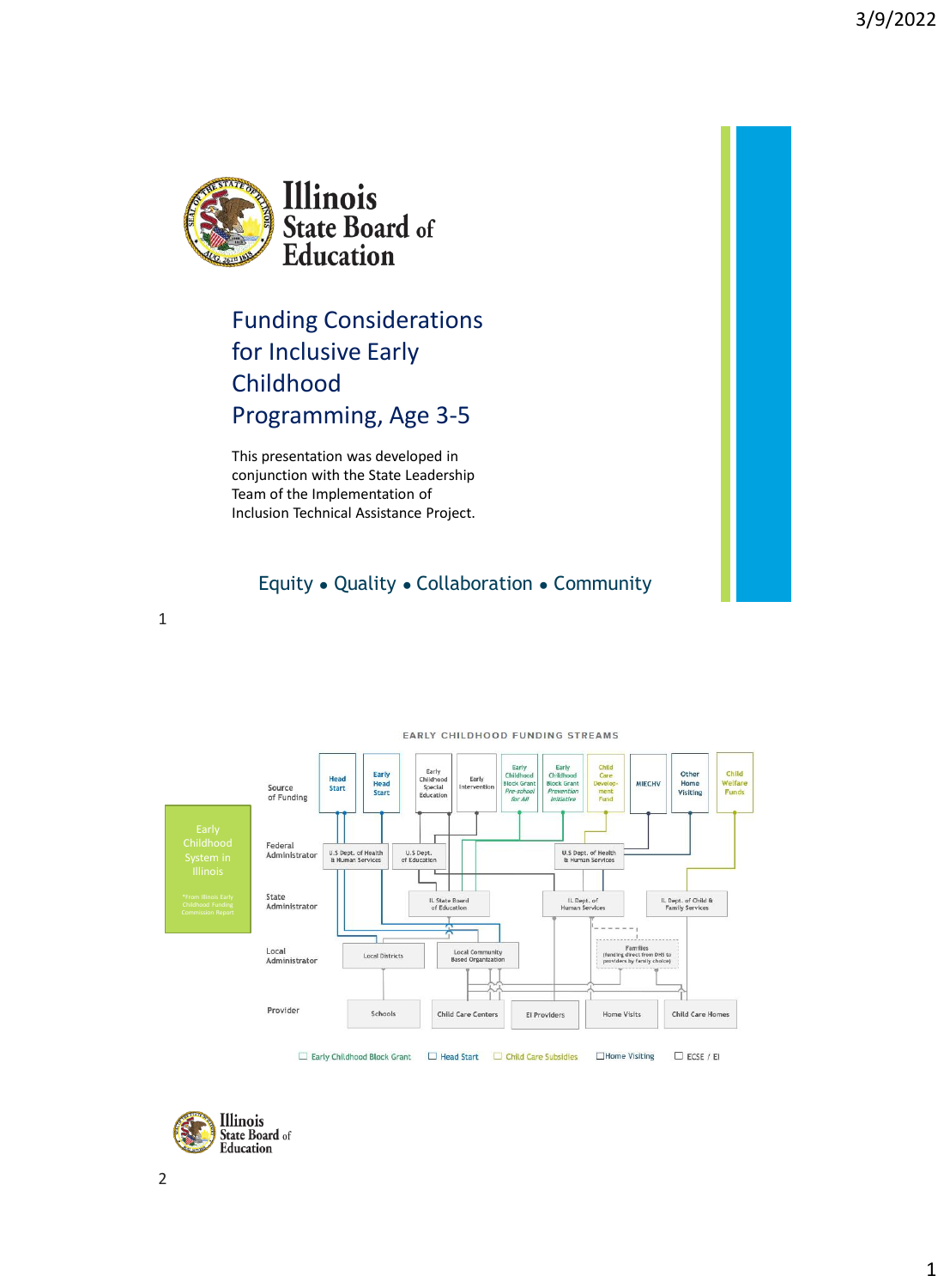Illinois State Board of Education

# Funding Considerations for Inclusive Early Childhood Programming, Age 3-5

This presentation was developed in conjunction with the State Leadership Team of the Implementation of Inclusion Technical Assistance Project.

Equity • Quality • Collaboration • Community

## EARLY CHILDHOOD FUNDING STREAMS

Early Childhood System in Illinois

*From Illinois Early Childhood Funding Commission Report

**Source of Funding:** Head Start; Early Head Start; Early Childhood Special Education; Early Intervention; Early Childhood Block Grant *Pre-school for All*; Early Childhood Block Grant *Prevention Initiative*; Child Care Development Fund; MIECHV; Other Home Visiting; Child Welfare Funds

**Federal Administrator:** U.S Dept. of Health & Human Services; U.S Dept. of Education; U.S Dept. of Health & Human Services

**State Administrator:** IL State Board of Education; IL Dept. of Human Services; IL Dept. of Child & Family Services

**Local Administrator:** Local Districts; Local Community Based Organization; Families (funding direct from DHS to providers by family choice)

**Provider:** Schools; Child Care Centers; EI Providers; Home Visits; Child Care Homes

Legend: Early Childhood Block Grant; Head Start; Child Care Subsidies; Home Visiting; ECSE / EI

Illinois State Board of Education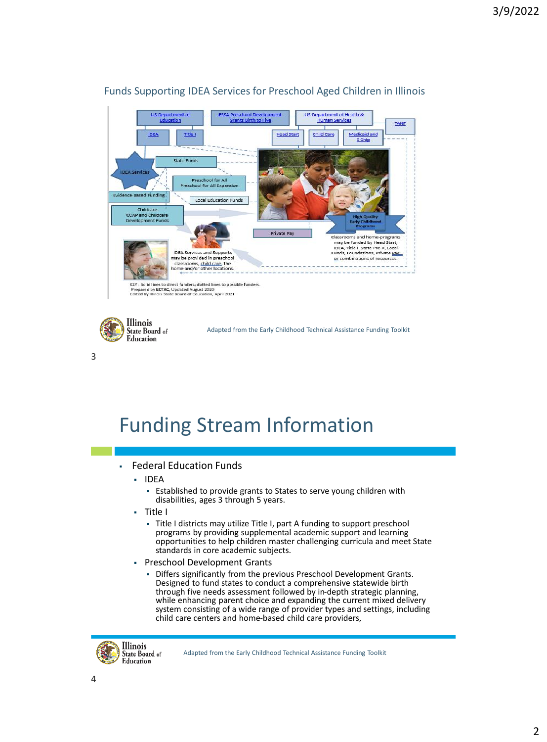## Funds Supporting IDEA Services for Preschool Aged Children in Illinois

US Department of Education

ESSA Preschool Development Grants Birth to Five

US Department of Health & Human Services

TANF

IDEA

Title I

Head Start

Child Care

Medicaid and S Chip

State Funds

IDEA Services

Preschool for All
Preschool for All Expansion

Evidence Based Funding

Local Education Funds

Childcare
CCAP and Childcare Development Funds

High Quality Early Childhood Programs

Private Pay

Classrooms and home-programs may be funded by Head Start, IDEA, Title I, State Pre-K, Local Funds, Foundations, Private Pay, or combinations of resources.

IDEA Services and Supports may be provided in preschool classrooms, child care, the home and/or other locations.

KEY: Solid lines to direct funders; dotted lines to possible funders.
Prepared by ECTAC, Updated August 2020
Edited by Illinois State Board of Education, April 2021

Adapted from the Early Childhood Technical Assistance Funding Toolkit

# Funding Stream Information

- Federal Education Funds
  - IDEA
    - Established to provide grants to States to serve young children with disabilities, ages 3 through 5 years.
  - Title I
    - Title I districts may utilize Title I, part A funding to support preschool programs by providing supplemental academic support and learning opportunities to help children master challenging curricula and meet State standards in core academic subjects.
  - Preschool Development Grants
    - Differs significantly from the previous Preschool Development Grants. Designed to fund states to conduct a comprehensive statewide birth through five needs assessment followed by in-depth strategic planning, while enhancing parent choice and expanding the current mixed delivery system consisting of a wide range of provider types and settings, including child care centers and home-based child care providers,

Adapted from the Early Childhood Technical Assistance Funding Toolkit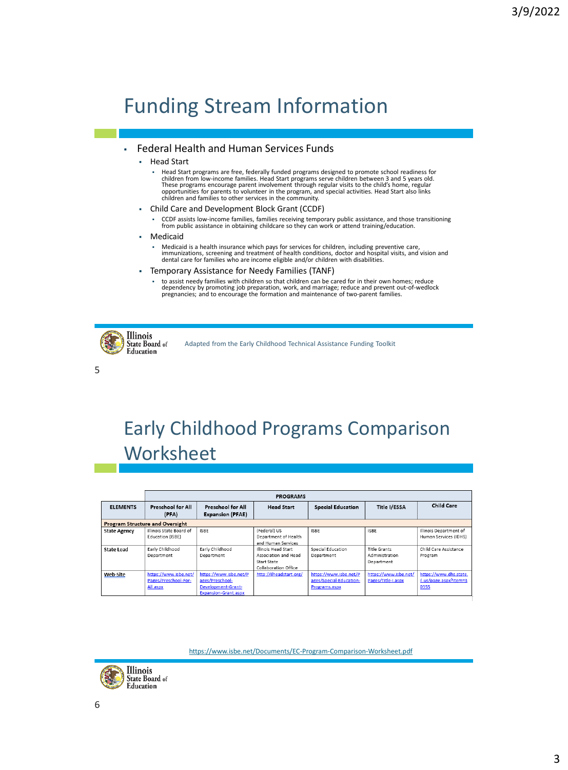# Funding Stream Information

- Federal Health and Human Services Funds
  - Head Start
    - Head Start programs are free, federally funded programs designed to promote school readiness for children from low-income families. Head Start programs serve children between 3 and 5 years old. These programs encourage parent involvement through regular visits to the child's home, regular opportunities for parents to volunteer in the program, and special activities. Head Start also links children and families to other services in the community.
  - Child Care and Development Block Grant (CCDF)
    - CCDF assists low-income families, families receiving temporary public assistance, and those transitioning from public assistance in obtaining childcare so they can work or attend training/education.
  - Medicaid
    - Medicaid is a health insurance which pays for services for children, including preventive care, immunizations, screening and treatment of health conditions, doctor and hospital visits, and vision and dental care for families who are income eligible and/or children with disabilities.
  - Temporary Assistance for Needy Families (TANF)
    - to assist needy families with children so that children can be cared for in their own homes; reduce dependency by promoting job preparation, work, and marriage; reduce and prevent out-of-wedlock pregnancies; and to encourage the formation and maintenance of two-parent families.

Adapted from the Early Childhood Technical Assistance Funding Toolkit

# Early Childhood Programs Comparison Worksheet

| | PROGRAMS | | | | | |
|---|---|---|---|---|---|---|
| ELEMENTS | Preschool for All (PFA) | Preschool for All Expansion (PFAE) | Head Start | Special Education | Title I/ESSA | Child Care |
| **Program Structure and Oversight** | | | | | | |
| State Agency | Illinois State Board of Education (ISBE) | ISBE | (Federal) US Department of Health and Human Services | ISBE | ISBE | Illinois Department of Human Services (IDHS) |
| State Lead | Early Childhood Department | Early Childhood Department | Illinois Head Start Association and Head Start State Collaboration Office | Special Education Department | Title Grants Administration Department | Child Care Assistance Program |
| Web-Site | https://www.isbe.net/Pages/Preschool-For-All.aspx | https://www.isbe.net/Pages/Preschool-Development-Grant-Expansion-Grant.aspx | http://ilheadstart.org/ | https://www.isbe.net/Pages/Special-Education-Programs.aspx | https://www.isbe.net/Pages/Title-I.aspx | https://www.dhs.state.il.us/page.aspx?item=30355 |

https://www.isbe.net/Documents/EC-Program-Comparison-Worksheet.pdf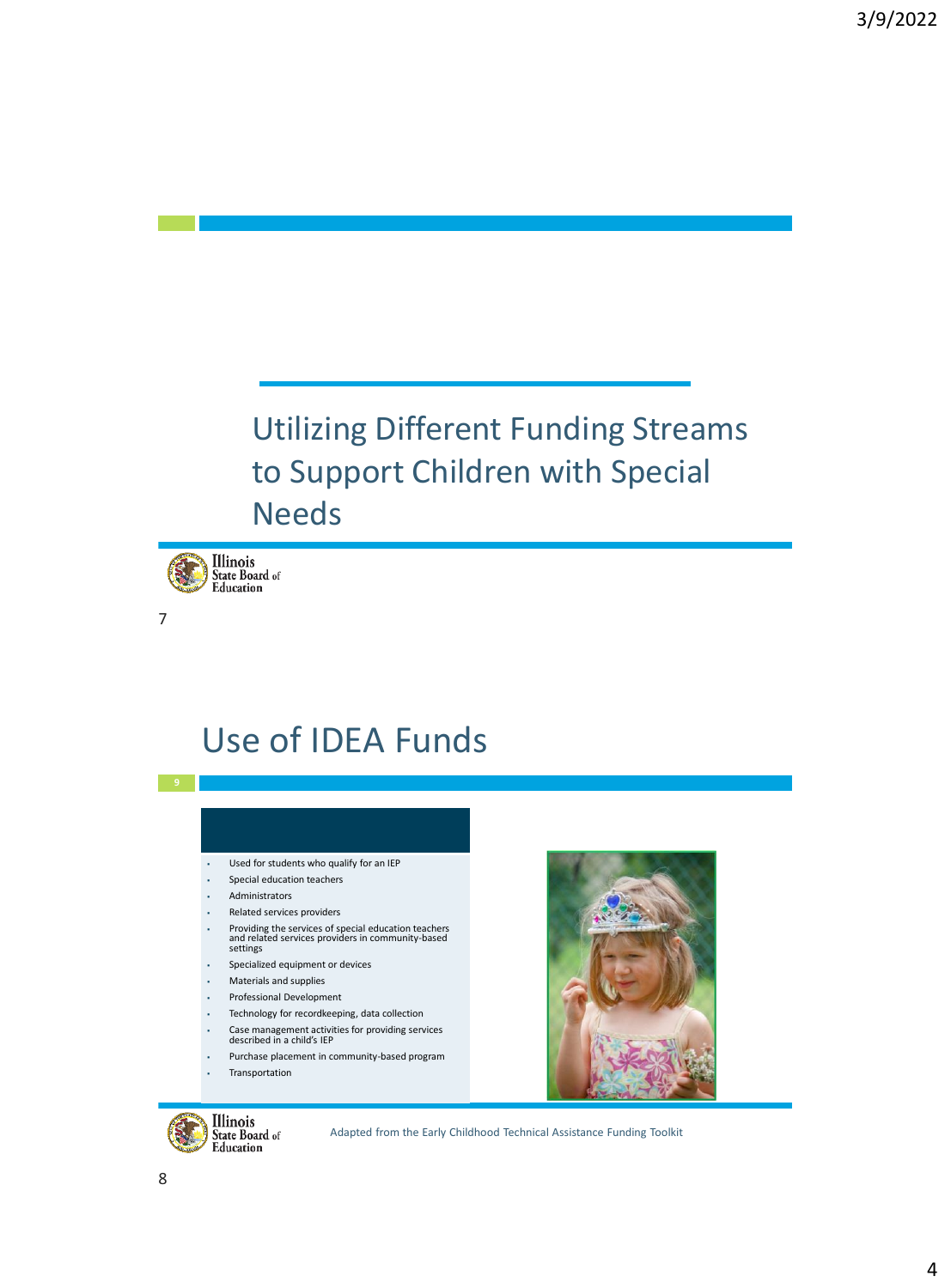## Utilizing Different Funding Streams to Support Children with Special Needs

## Use of IDEA Funds

- Used for students who qualify for an IEP
- Special education teachers
- Administrators
- Related services providers
- Providing the services of special education teachers and related services providers in community-based settings
- Specialized equipment or devices
- Materials and supplies
- Professional Development
- Technology for recordkeeping, data collection
- Case management activities for providing services described in a child's IEP
- Purchase placement in community-based program
- Transportation

Adapted from the Early Childhood Technical Assistance Funding Toolkit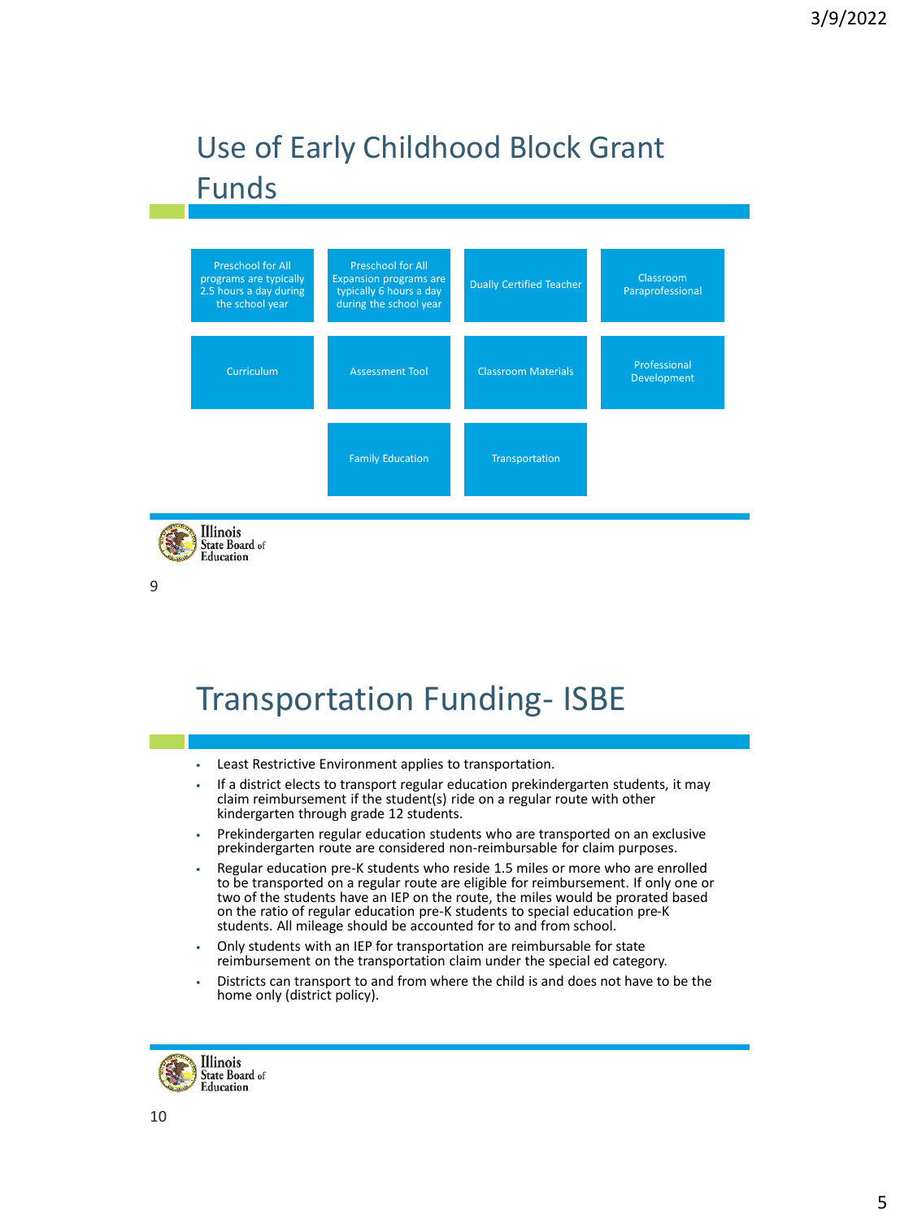# Use of Early Childhood Block Grant Funds

- Preschool for All programs are typically 2.5 hours a day during the school year
- Preschool for All Expansion programs are typically 6 hours a day during the school year
- Dually Certified Teacher
- Classroom Paraprofessional
- Curriculum
- Assessment Tool
- Classroom Materials
- Professional Development
- Family Education
- Transportation

# Transportation Funding- ISBE

- Least Restrictive Environment applies to transportation.
- If a district elects to transport regular education prekindergarten students, it may claim reimbursement if the student(s) ride on a regular route with other kindergarten through grade 12 students.
- Prekindergarten regular education students who are transported on an exclusive prekindergarten route are considered non-reimbursable for claim purposes.
- Regular education pre-K students who reside 1.5 miles or more who are enrolled to be transported on a regular route are eligible for reimbursement. If only one or two of the students have an IEP on the route, the miles would be prorated based on the ratio of regular education pre-K students to special education pre-K students. All mileage should be accounted for to and from school.
- Only students with an IEP for transportation are reimbursable for state reimbursement on the transportation claim under the special ed category.
- Districts can transport to and from where the child is and does not have to be the home only (district policy).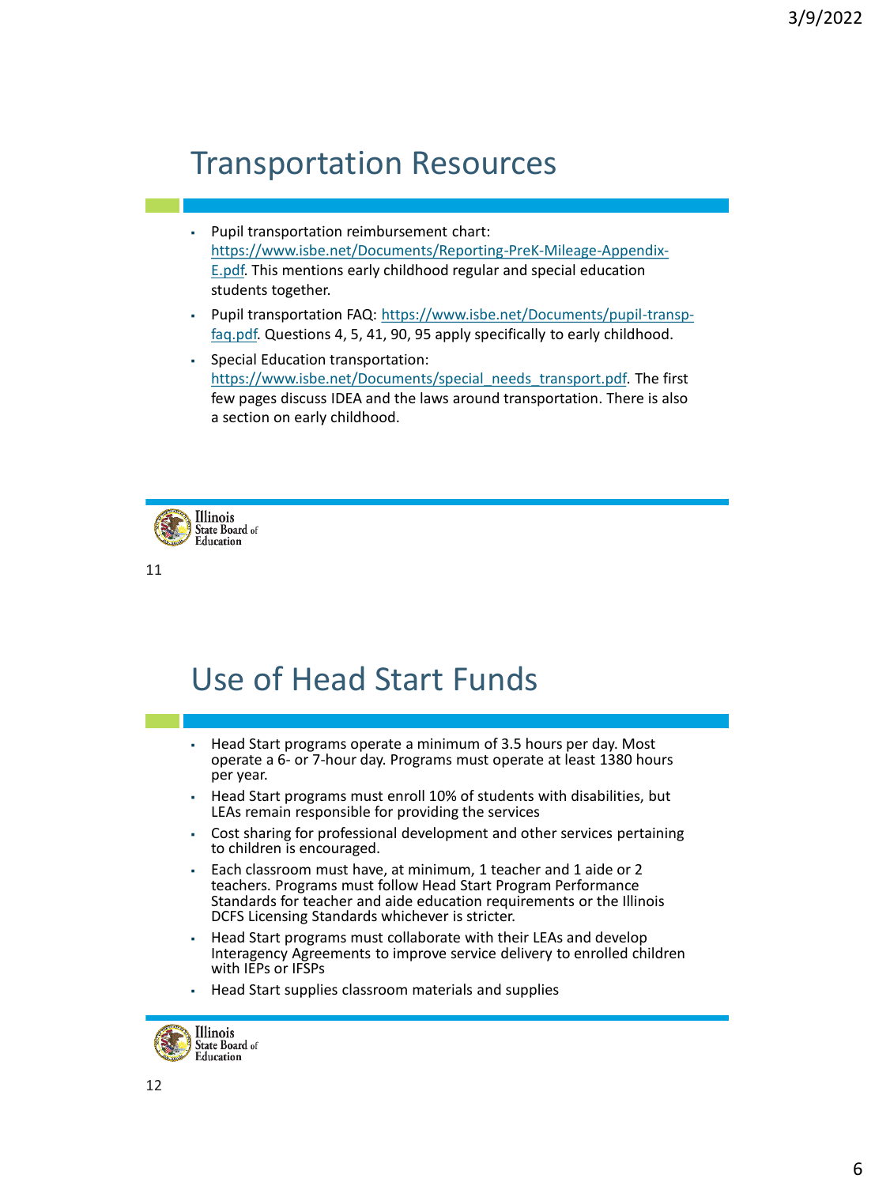## Transportation Resources

- Pupil transportation reimbursement chart: https://www.isbe.net/Documents/Reporting-PreK-Mileage-Appendix-E.pdf. This mentions early childhood regular and special education students together.
- Pupil transportation FAQ: https://www.isbe.net/Documents/pupil-transp-faq.pdf. Questions 4, 5, 41, 90, 95 apply specifically to early childhood.
- Special Education transportation: https://www.isbe.net/Documents/special_needs_transport.pdf. The first few pages discuss IDEA and the laws around transportation. There is also a section on early childhood.

## Use of Head Start Funds

- Head Start programs operate a minimum of 3.5 hours per day. Most operate a 6- or 7-hour day. Programs must operate at least 1380 hours per year.
- Head Start programs must enroll 10% of students with disabilities, but LEAs remain responsible for providing the services
- Cost sharing for professional development and other services pertaining to children is encouraged.
- Each classroom must have, at minimum, 1 teacher and 1 aide or 2 teachers. Programs must follow Head Start Program Performance Standards for teacher and aide education requirements or the Illinois DCFS Licensing Standards whichever is stricter.
- Head Start programs must collaborate with their LEAs and develop Interagency Agreements to improve service delivery to enrolled children with IEPs or IFSPs
- Head Start supplies classroom materials and supplies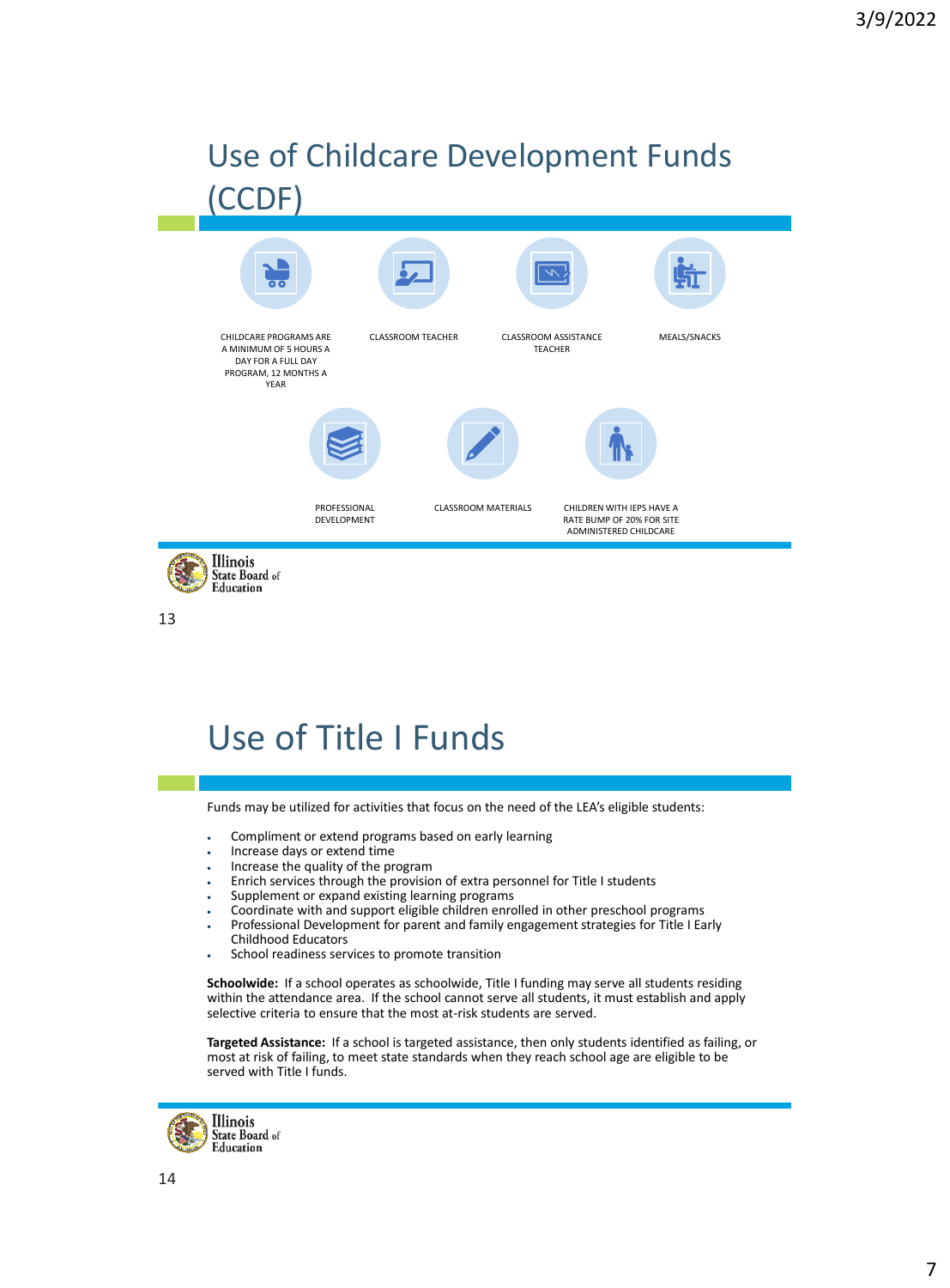# Use of Childcare Development Funds (CCDF)

- CHILDCARE PROGRAMS ARE A MINIMUM OF 5 HOURS A DAY FOR A FULL DAY PROGRAM, 12 MONTHS A YEAR
- CLASSROOM TEACHER
- CLASSROOM ASSISTANCE TEACHER
- MEALS/SNACKS
- PROFESSIONAL DEVELOPMENT
- CLASSROOM MATERIALS
- CHILDREN WITH IEPS HAVE A RATE BUMP OF 20% FOR SITE ADMINISTERED CHILDCARE

# Use of Title I Funds

Funds may be utilized for activities that focus on the need of the LEA's eligible students:

- Compliment or extend programs based on early learning
- Increase days or extend time
- Increase the quality of the program
- Enrich services through the provision of extra personnel for Title I students
- Supplement or expand existing learning programs
- Coordinate with and support eligible children enrolled in other preschool programs
- Professional Development for parent and family engagement strategies for Title I Early Childhood Educators
- School readiness services to promote transition

**Schoolwide:** If a school operates as schoolwide, Title I funding may serve all students residing within the attendance area. If the school cannot serve all students, it must establish and apply selective criteria to ensure that the most at-risk students are served.

**Targeted Assistance:** If a school is targeted assistance, then only students identified as failing, or most at risk of failing, to meet state standards when they reach school age are eligible to be served with Title I funds.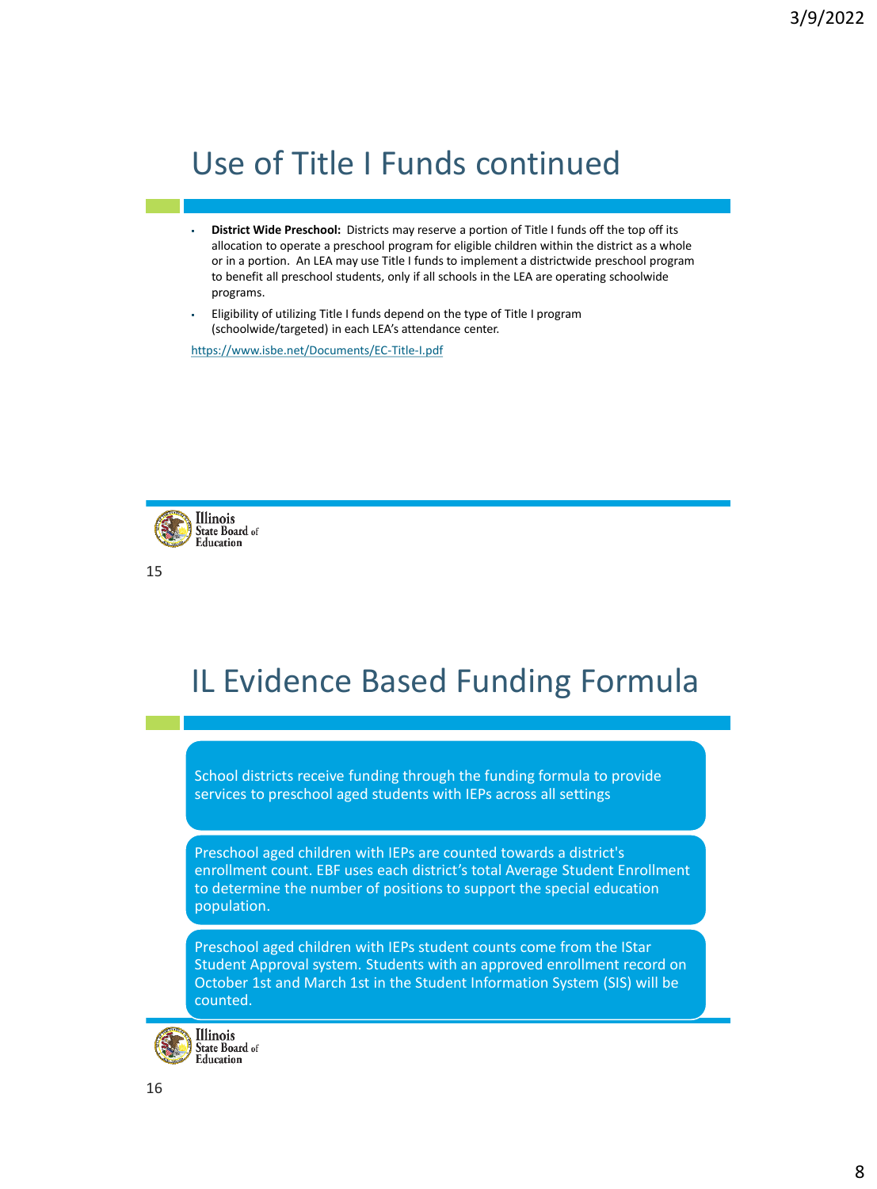## Use of Title I Funds continued

- **District Wide Preschool:** Districts may reserve a portion of Title I funds off the top off its allocation to operate a preschool program for eligible children within the district as a whole or in a portion. An LEA may use Title I funds to implement a districtwide preschool program to benefit all preschool students, only if all schools in the LEA are operating schoolwide programs.
- Eligibility of utilizing Title I funds depend on the type of Title I program (schoolwide/targeted) in each LEA's attendance center.

https://www.isbe.net/Documents/EC-Title-I.pdf

Illinois State Board of Education

## IL Evidence Based Funding Formula

School districts receive funding through the funding formula to provide services to preschool aged students with IEPs across all settings

Preschool aged children with IEPs are counted towards a district's enrollment count. EBF uses each district's total Average Student Enrollment to determine the number of positions to support the special education population.

Preschool aged children with IEPs student counts come from the IStar Student Approval system. Students with an approved enrollment record on October 1st and March 1st in the Student Information System (SIS) will be counted.

Illinois State Board of Education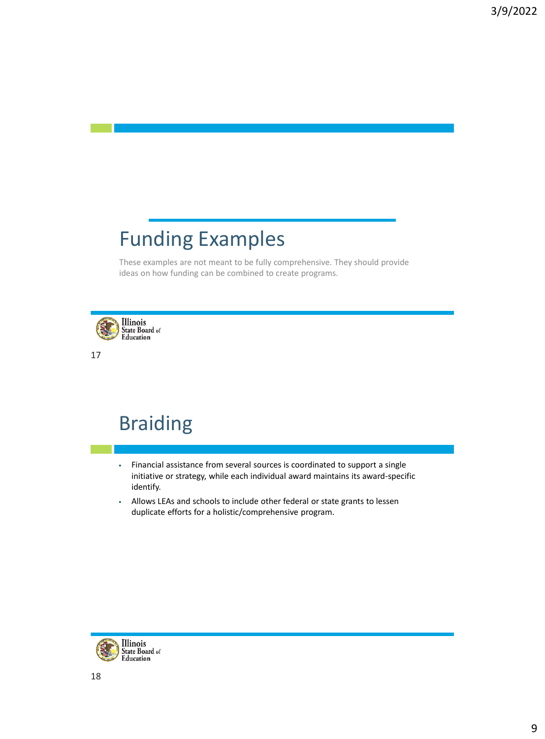# Funding Examples

These examples are not meant to be fully comprehensive. They should provide ideas on how funding can be combined to create programs.

# Braiding

- Financial assistance from several sources is coordinated to support a single initiative or strategy, while each individual award maintains its award-specific identify.
- Allows LEAs and schools to include other federal or state grants to lessen duplicate efforts for a holistic/comprehensive program.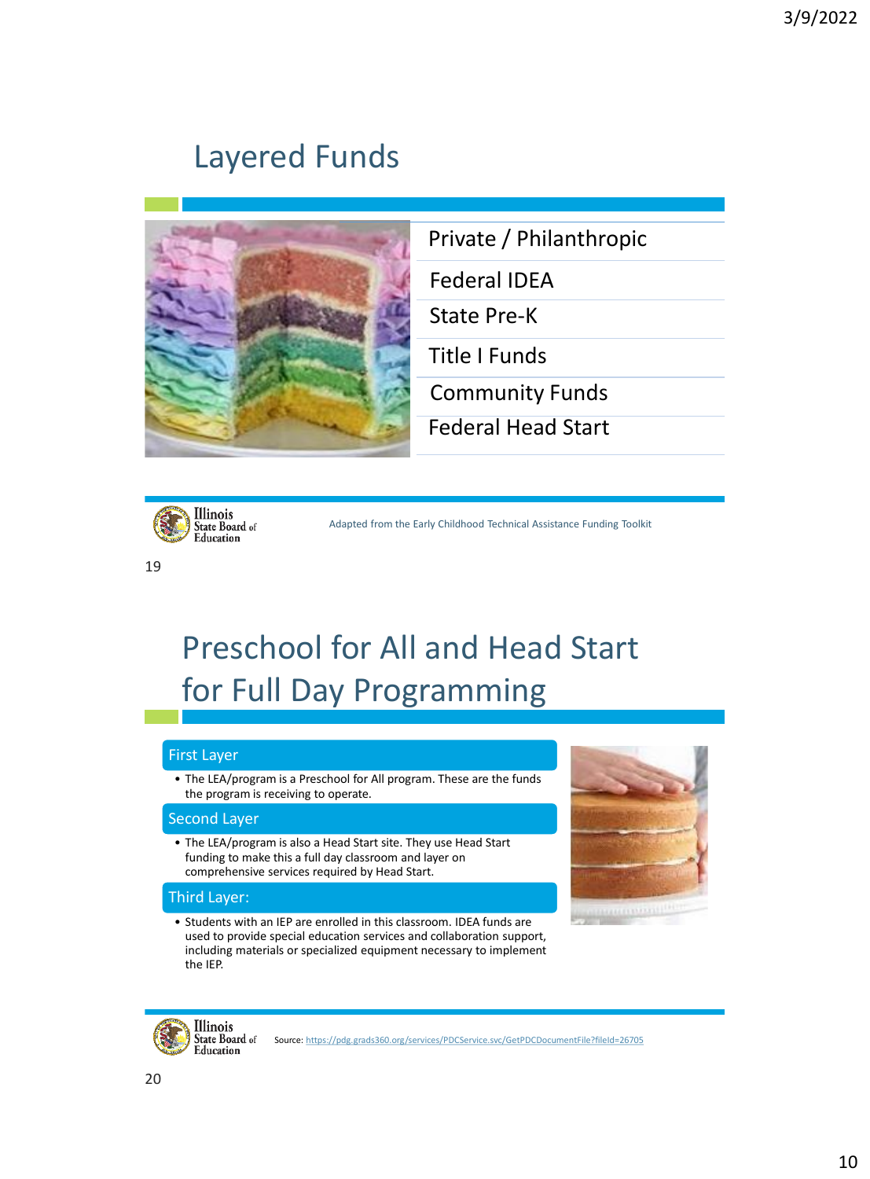## Layered Funds

- Private / Philanthropic
- Federal IDEA
- State Pre-K
- Title I Funds
- Community Funds
- Federal Head Start

Adapted from the Early Childhood Technical Assistance Funding Toolkit

## Preschool for All and Head Start for Full Day Programming

### First Layer

- The LEA/program is a Preschool for All program. These are the funds the program is receiving to operate.

### Second Layer

- The LEA/program is also a Head Start site. They use Head Start funding to make this a full day classroom and layer on comprehensive services required by Head Start.

### Third Layer:

- Students with an IEP are enrolled in this classroom. IDEA funds are used to provide special education services and collaboration support, including materials or specialized equipment necessary to implement the IEP.

Source: https://pdg.grads360.org/services/PDCService.svc/GetPDCDocumentFile?fileId=26705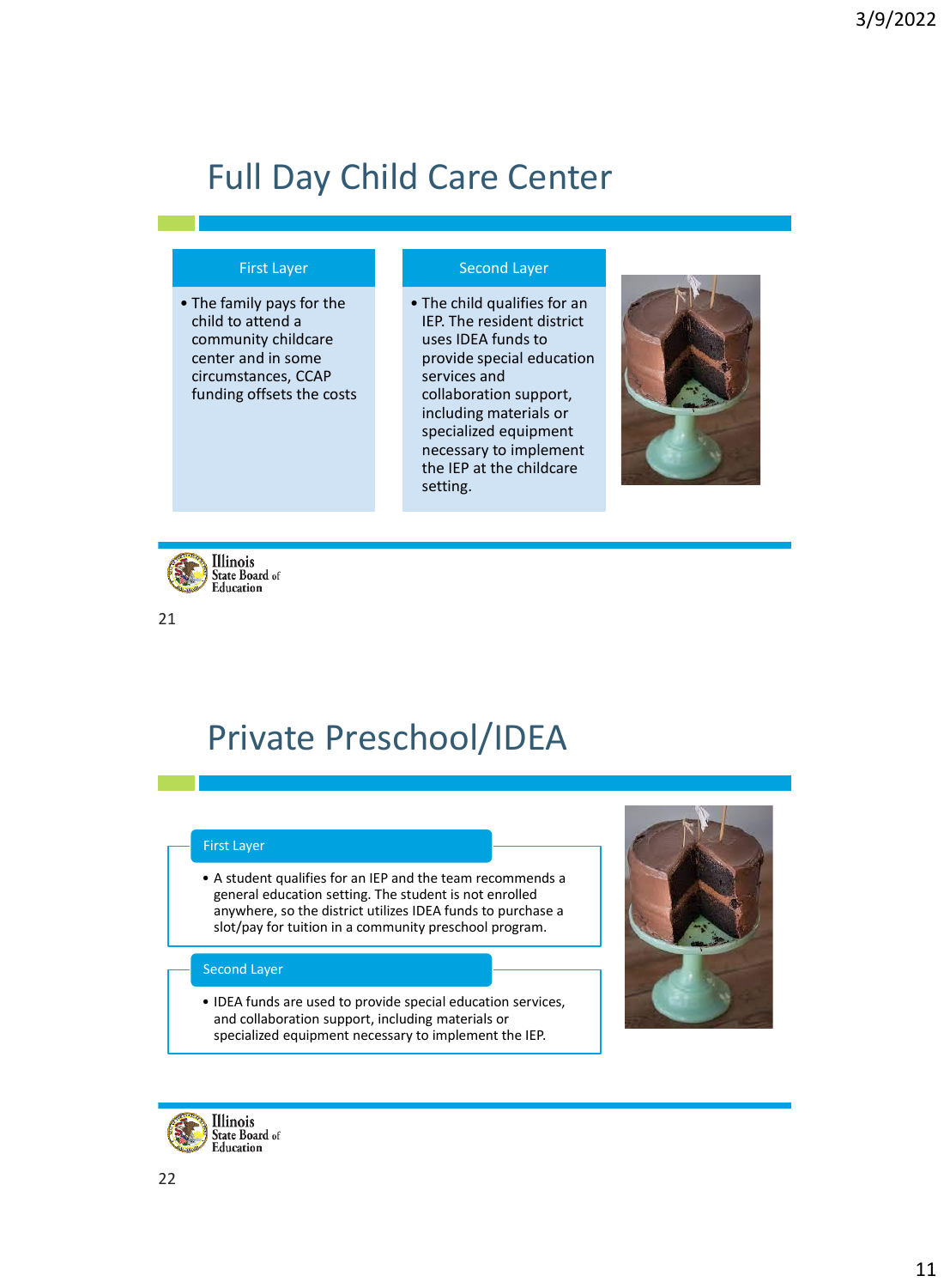# Full Day Child Care Center

## First Layer

- The family pays for the child to attend a community childcare center and in some circumstances, CCAP funding offsets the costs

## Second Layer

- The child qualifies for an IEP. The resident district uses IDEA funds to provide special education services and collaboration support, including materials or specialized equipment necessary to implement the IEP at the childcare setting.

# Private Preschool/IDEA

## First Layer

- A student qualifies for an IEP and the team recommends a general education setting. The student is not enrolled anywhere, so the district utilizes IDEA funds to purchase a slot/pay for tuition in a community preschool program.

## Second Layer

- IDEA funds are used to provide special education services, and collaboration support, including materials or specialized equipment necessary to implement the IEP.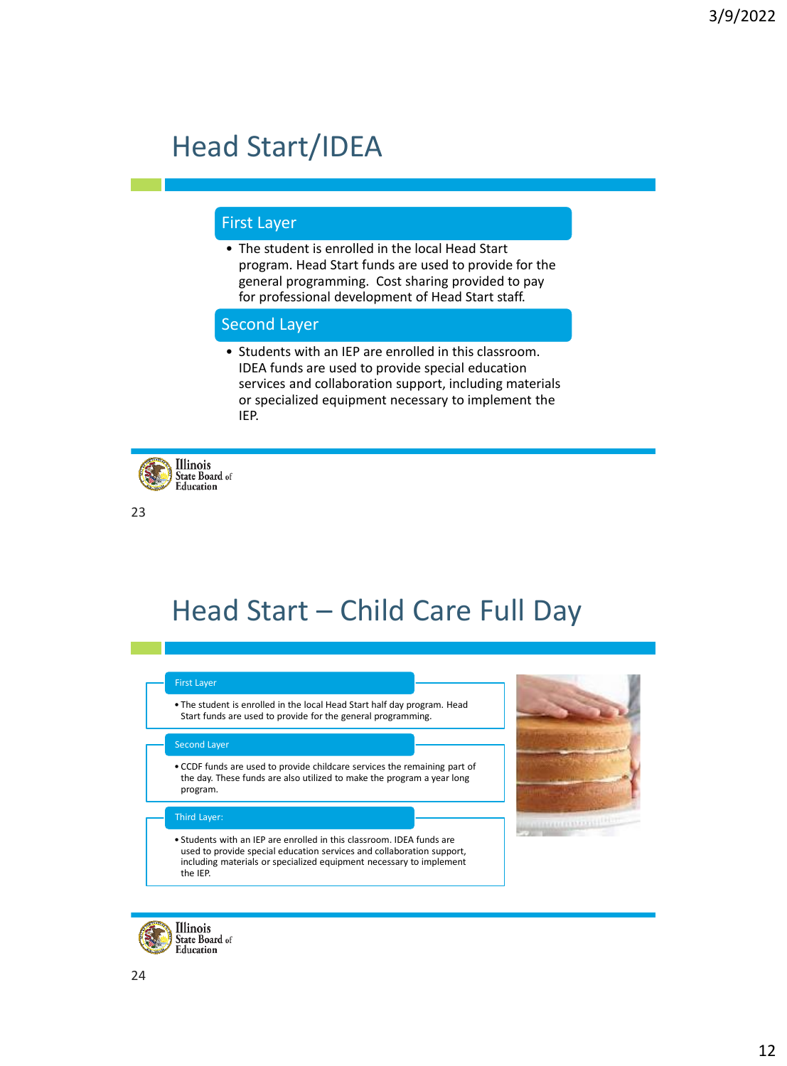# Head Start/IDEA

### First Layer

- The student is enrolled in the local Head Start program. Head Start funds are used to provide for the general programming. Cost sharing provided to pay for professional development of Head Start staff.

### Second Layer

- Students with an IEP are enrolled in this classroom. IDEA funds are used to provide special education services and collaboration support, including materials or specialized equipment necessary to implement the IEP.

Illinois State Board of Education

# Head Start – Child Care Full Day

### First Layer

- The student is enrolled in the local Head Start half day program. Head Start funds are used to provide for the general programming.

### Second Layer

- CCDF funds are used to provide childcare services the remaining part of the day. These funds are also utilized to make the program a year long program.

### Third Layer:

- Students with an IEP are enrolled in this classroom. IDEA funds are used to provide special education services and collaboration support, including materials or specialized equipment necessary to implement the IEP.

Illinois State Board of Education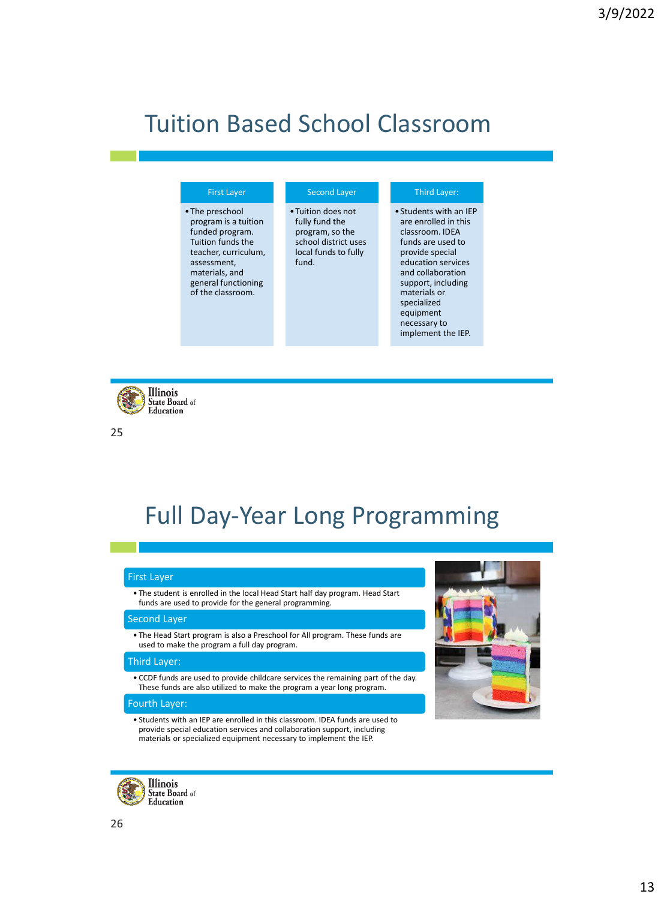# Tuition Based School Classroom

| First Layer | Second Layer | Third Layer: |
| --- | --- | --- |
| • The preschool program is a tuition funded program. Tuition funds the teacher, curriculum, assessment, materials, and general functioning of the classroom. | • Tuition does not fully fund the program, so the school district uses local funds to fully fund. | • Students with an IEP are enrolled in this classroom. IDEA funds are used to provide special education services and collaboration support, including materials or specialized equipment necessary to implement the IEP. |

# Full Day-Year Long Programming

### First Layer

- The student is enrolled in the local Head Start half day program. Head Start funds are used to provide for the general programming.

### Second Layer

- The Head Start program is also a Preschool for All program. These funds are used to make the program a full day program.

### Third Layer:

- CCDF funds are used to provide childcare services the remaining part of the day. These funds are also utilized to make the program a year long program.

### Fourth Layer:

- Students with an IEP are enrolled in this classroom. IDEA funds are used to provide special education services and collaboration support, including materials or specialized equipment necessary to implement the IEP.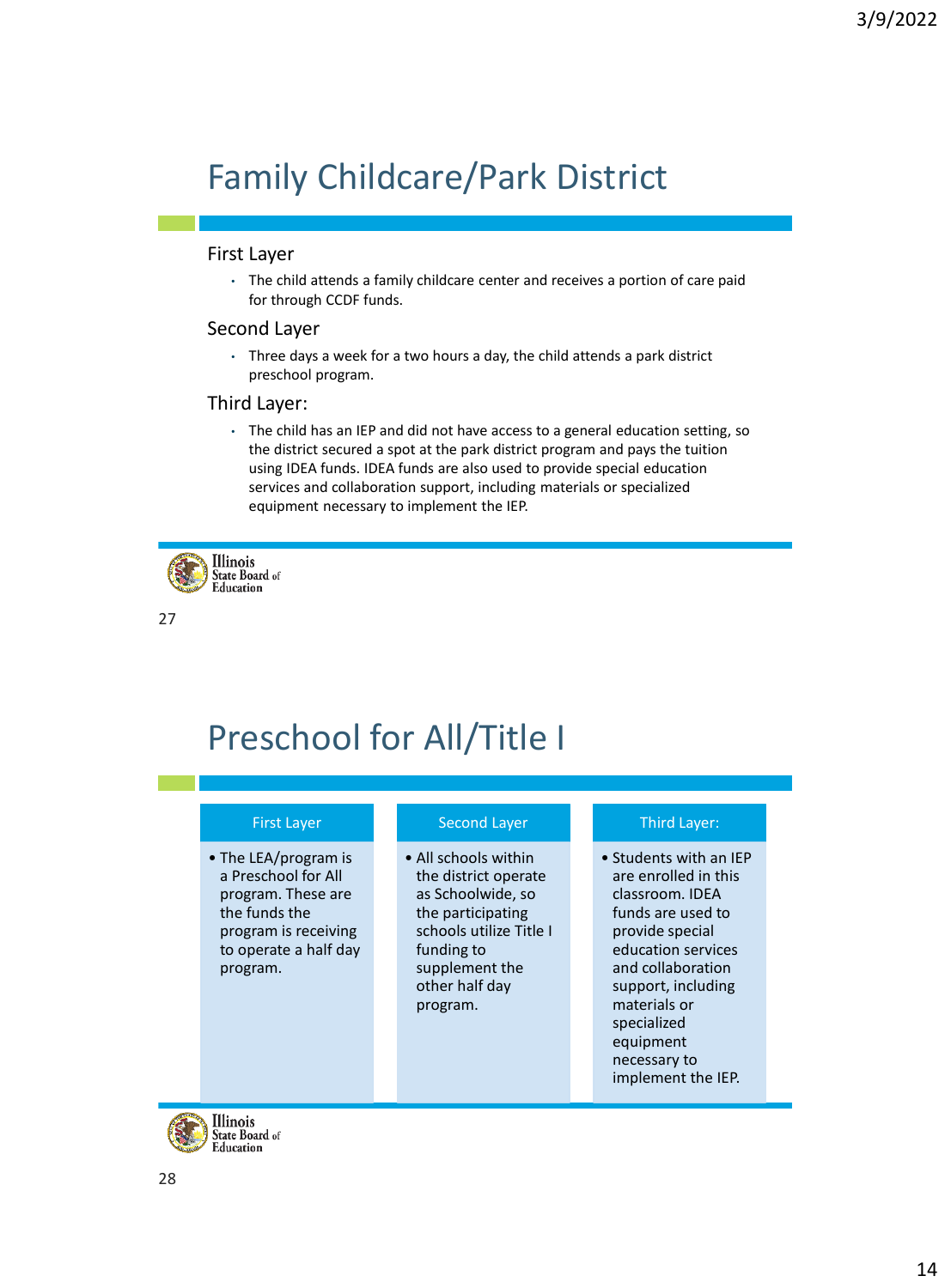# Family Childcare/Park District

### First Layer

- The child attends a family childcare center and receives a portion of care paid for through CCDF funds.

### Second Layer

- Three days a week for a two hours a day, the child attends a park district preschool program.

### Third Layer:

- The child has an IEP and did not have access to a general education setting, so the district secured a spot at the park district program and pays the tuition using IDEA funds. IDEA funds are also used to provide special education services and collaboration support, including materials or specialized equipment necessary to implement the IEP.

# Preschool for All/Title I

| First Layer | Second Layer | Third Layer: |
|---|---|---|
| • The LEA/program is a Preschool for All program. These are the funds the program is receiving to operate a half day program. | • All schools within the district operate as Schoolwide, so the participating schools utilize Title I funding to supplement the other half day program. | • Students with an IEP are enrolled in this classroom. IDEA funds are used to provide special education services and collaboration support, including materials or specialized equipment necessary to implement the IEP. |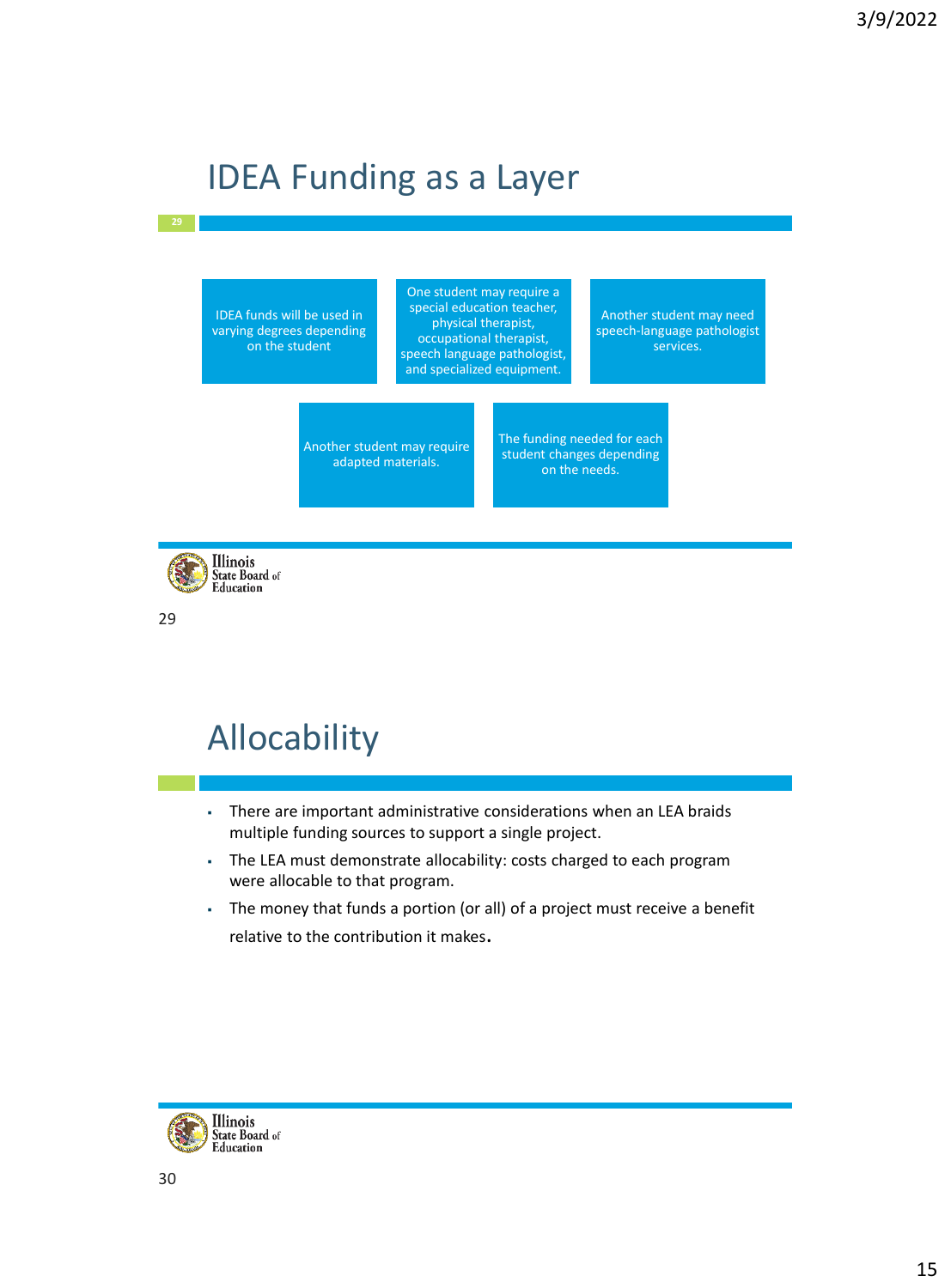## IDEA Funding as a Layer

- IDEA funds will be used in varying degrees depending on the student
- One student may require a special education teacher, physical therapist, occupational therapist, speech language pathologist, and specialized equipment.
- Another student may need speech-language pathologist services.
- Another student may require adapted materials.
- The funding needed for each student changes depending on the needs.

## Allocability

- There are important administrative considerations when an LEA braids multiple funding sources to support a single project.
- The LEA must demonstrate allocability: costs charged to each program were allocable to that program.
- The money that funds a portion (or all) of a project must receive a benefit relative to the contribution it makes.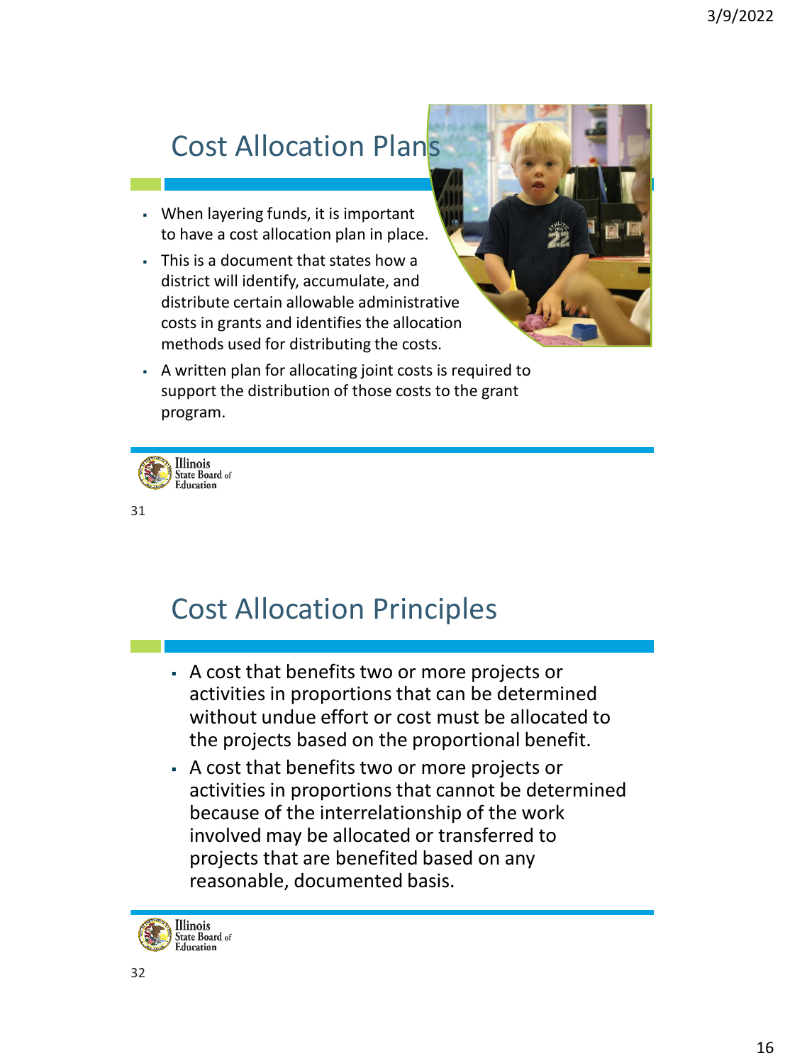## Cost Allocation Plans

- When layering funds, it is important to have a cost allocation plan in place.
- This is a document that states how a district will identify, accumulate, and distribute certain allowable administrative costs in grants and identifies the allocation methods used for distributing the costs.
- A written plan for allocating joint costs is required to support the distribution of those costs to the grant program.

## Cost Allocation Principles

- A cost that benefits two or more projects or activities in proportions that can be determined without undue effort or cost must be allocated to the projects based on the proportional benefit.
- A cost that benefits two or more projects or activities in proportions that cannot be determined because of the interrelationship of the work involved may be allocated or transferred to projects that are benefited based on any reasonable, documented basis.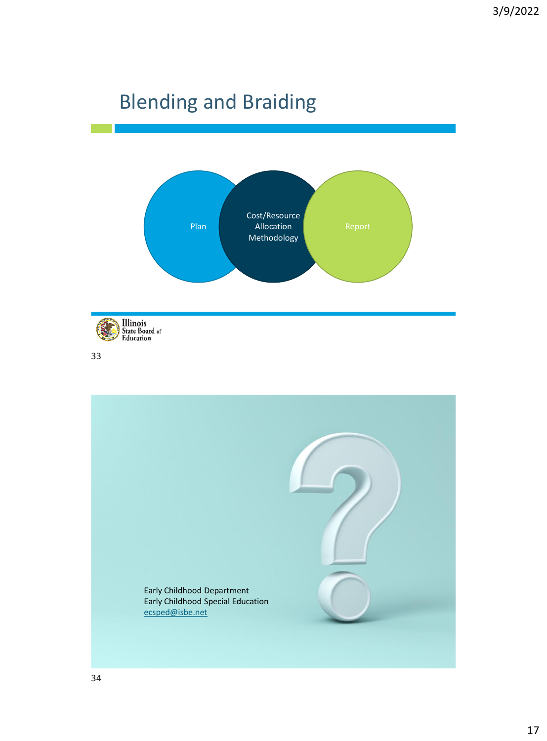## Blending and Braiding

Plan

Cost/Resource Allocation Methodology

Report

Illinois State Board of Education

33

Early Childhood Department
Early Childhood Special Education
ecsped@isbe.net

34